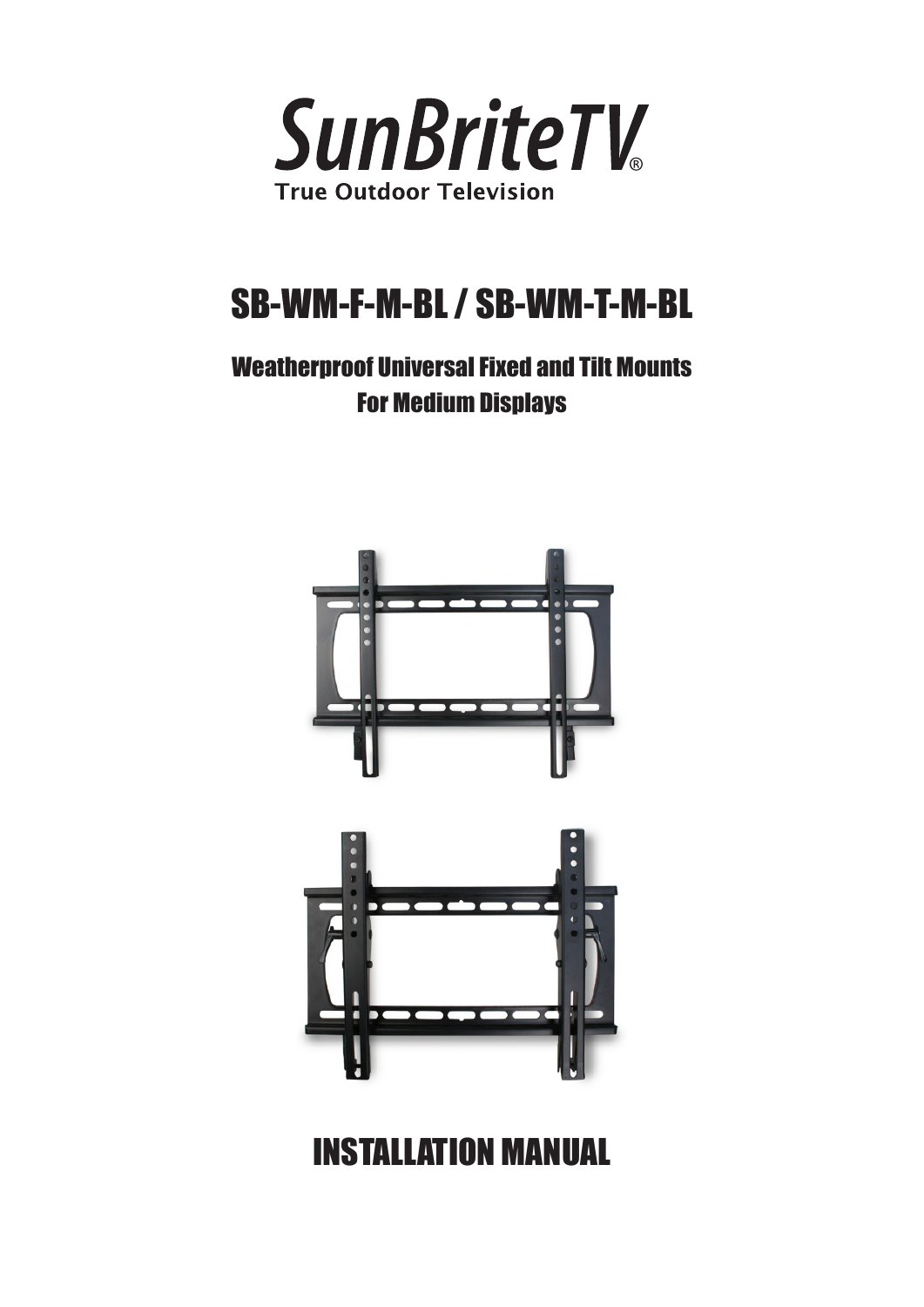# SunBriteTV®

True Outdoor Television

# SB-WM-F-M-BL / SB-WM-T-M-BL

## Weatherproof Universal Fixed and Tilt Mounts For Medium Displays

# INSTALLATION MANUAL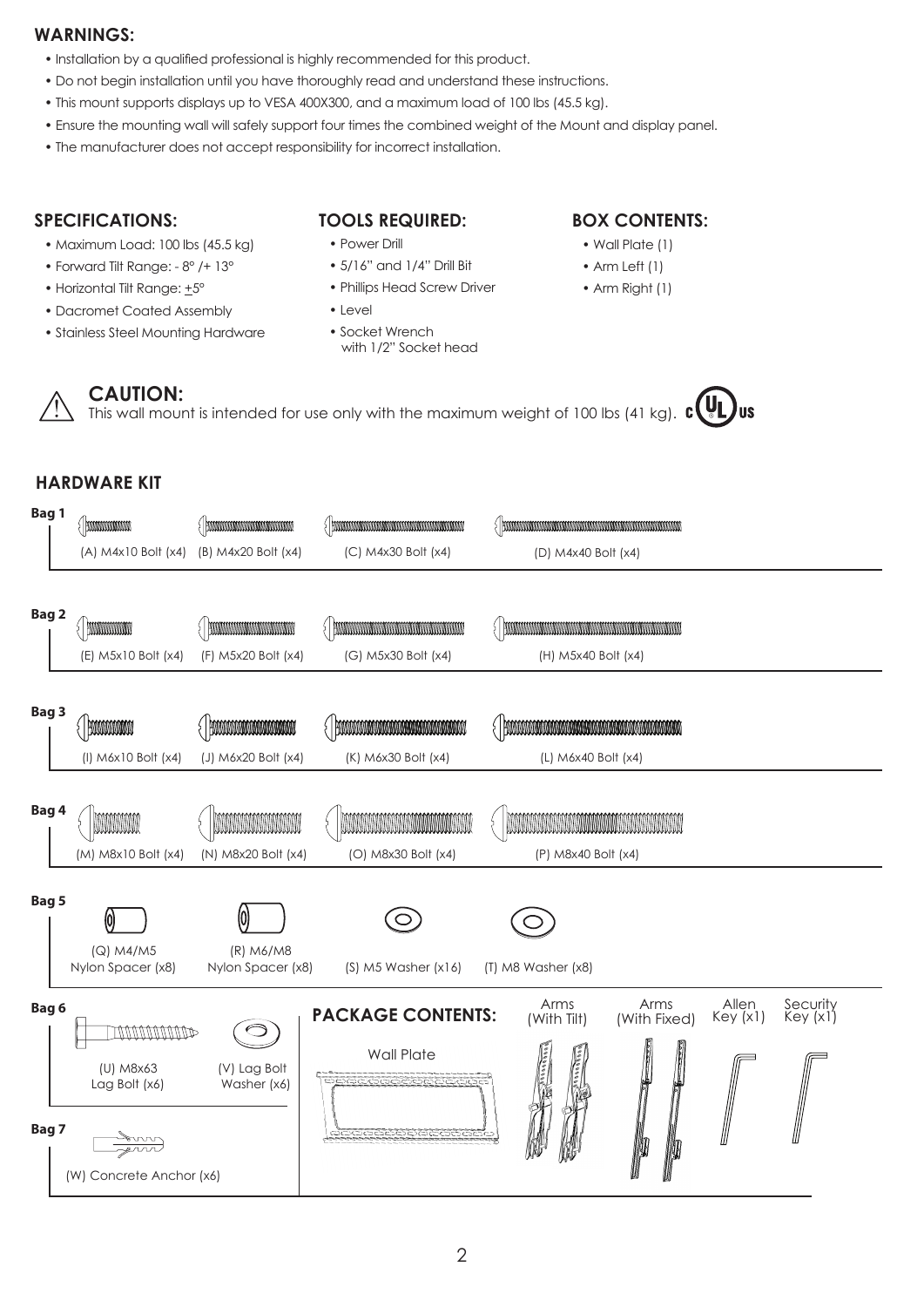## WARNINGS:

- Installation by a qualified professional is highly recommended for this product.
- Do not begin installation until you have thoroughly read and understand these instructions.
- This mount supports displays up to VESA 400X300, and a maximum load of 100 lbs (45.5 kg).
- Ensure the mounting wall will safely support four times the combined weight of the Mount and display panel.
- The manufacturer does not accept responsibility for incorrect installation.

## SPECIFICATIONS:

- Maximum Load: 100 lbs (45.5 kg)
- Forward Tilt Range: - 8° /+ 13°
- Horizontal Tilt Range: ±5°
- Dacromet Coated Assembly
- Stainless Steel Mounting Hardware

## TOOLS REQUIRED:

- Power Drill
- 5/16" and 1/4" Drill Bit
- Phillips Head Screw Driver
- Level
- Socket Wrench with 1/2" Socket head

## BOX CONTENTS:

- Wall Plate (1)
- Arm Left (1)
- Arm Right (1)

## CAUTION:

This wall mount is intended for use only with the maximum weight of 100 lbs (41 kg).

## HARDWARE KIT

**Bag 1**

(A) M4x10 Bolt (x4) (B) M4x20 Bolt (x4) (C) M4x30 Bolt (x4) (D) M4x40 Bolt (x4)

**Bag 2**

(E) M5x10 Bolt (x4) (F) M5x20 Bolt (x4) (G) M5x30 Bolt (x4) (H) M5x40 Bolt (x4)

**Bag 3**

(I) M6x10 Bolt (x4) (J) M6x20 Bolt (x4) (K) M6x30 Bolt (x4) (L) M6x40 Bolt (x4)

**Bag 4**

(M) M8x10 Bolt (x4) (N) M8x20 Bolt (x4) (O) M8x30 Bolt (x4) (P) M8x40 Bolt (x4)

**Bag 5**

(Q) M4/M5 Nylon Spacer (x8) (R) M6/M8 Nylon Spacer (x8) (S) M5 Washer (x16) (T) M8 Washer (x8)

**Bag 6**

(U) M8x63 Lag Bolt (x6) (V) Lag Bolt Washer (x6)

**Bag 7**

(W) Concrete Anchor (x6)

### PACKAGE CONTENTS:

Wall Plate

Arms (With Tilt)

Arms (With Fixed)

Allen Key (x1)

Security Key (x1)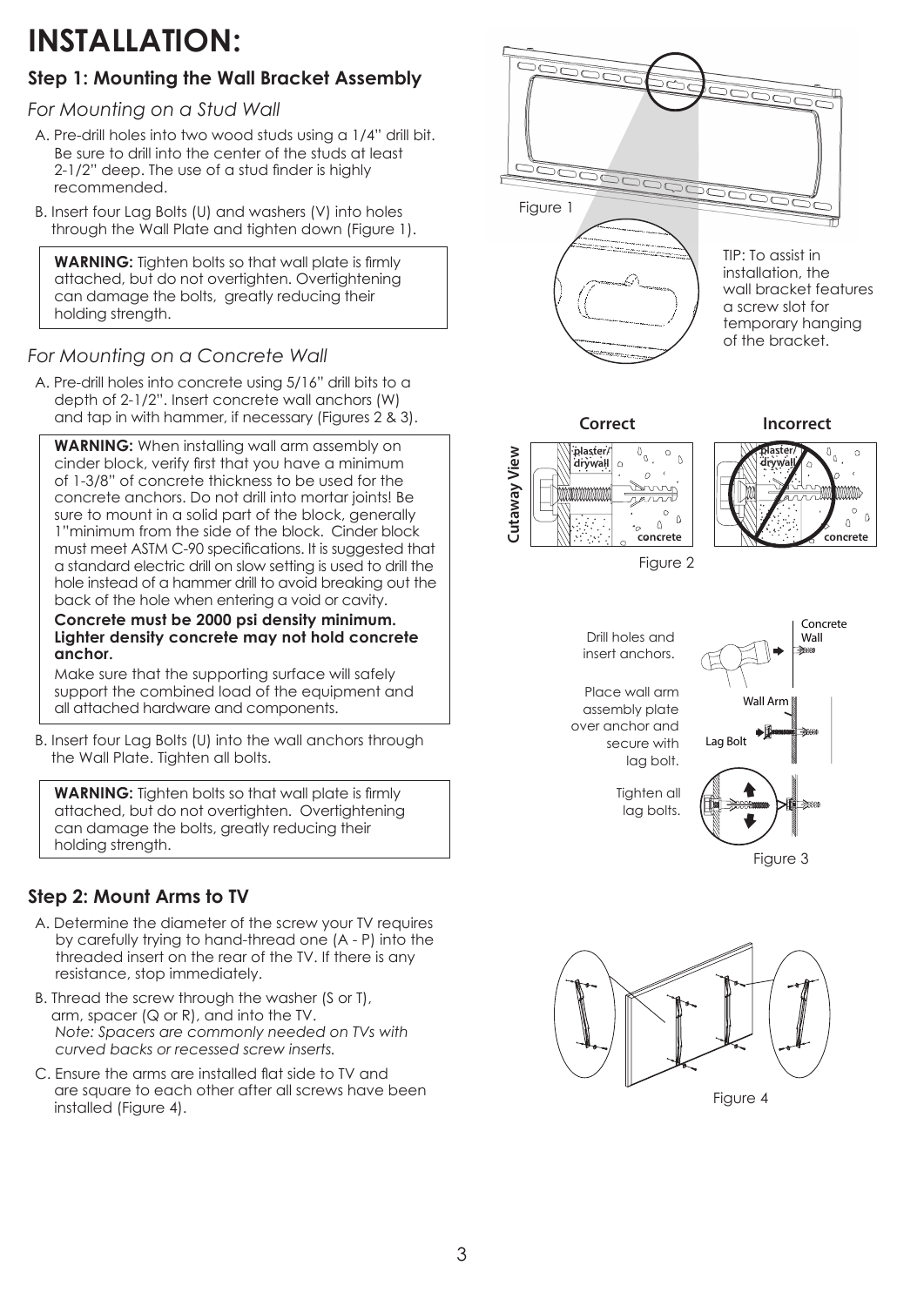# INSTALLATION:

### Step 1: Mounting the Wall Bracket Assembly

*For Mounting on a Stud Wall*

A. Pre-drill holes into two wood studs using a 1/4" drill bit. Be sure to drill into the center of the studs at least 2-1/2" deep. The use of a stud finder is highly recommended.

B. Insert four Lag Bolts (U) and washers (V) into holes through the Wall Plate and tighten down (Figure 1).

> **WARNING:** Tighten bolts so that wall plate is firmly attached, but do not overtighten. Overtightening can damage the bolts, greatly reducing their holding strength.

Figure 1

TIP: To assist in installation, the wall bracket features a screw slot for temporary hanging of the bracket.

*For Mounting on a Concrete Wall*

A. Pre-drill holes into concrete using 5/16" drill bits to a depth of 2-1/2". Insert concrete wall anchors (W) and tap in with hammer, if necessary (Figures 2 & 3).

> **WARNING:** When installing wall arm assembly on cinder block, verify first that you have a minimum of 1-3/8" of concrete thickness to be used for the concrete anchors. Do not drill into mortar joints! Be sure to mount in a solid part of the block, generally 1"minimum from the side of the block. Cinder block must meet ASTM C-90 specifications. It is suggested that a standard electric drill on slow setting is used to drill the hole instead of a hammer drill to avoid breaking out the back of the hole when entering a void or cavity.
>
> **Concrete must be 2000 psi density minimum. Lighter density concrete may not hold concrete anchor.**
>
> Make sure that the supporting surface will safely support the combined load of the equipment and all attached hardware and components.

B. Insert four Lag Bolts (U) into the wall anchors through the Wall Plate. Tighten all bolts.

> **WARNING:** Tighten bolts so that wall plate is firmly attached, but do not overtighten. Overtightening can damage the bolts, greatly reducing their holding strength.

Cutaway View — Correct / Incorrect (plaster/drywall, concrete)

Figure 2

Drill holes and insert anchors.

Place wall arm assembly plate over anchor and secure with lag bolt.

Tighten all lag bolts.

Figure 3

### Step 2: Mount Arms to TV

A. Determine the diameter of the screw your TV requires by carefully trying to hand-thread one (A - P) into the threaded insert on the rear of the TV. If there is any resistance, stop immediately.

B. Thread the screw through the washer (S or T), arm, spacer (Q or R), and into the TV.
*Note: Spacers are commonly needed on TVs with curved backs or recessed screw inserts.*

C. Ensure the arms are installed flat side to TV and are square to each other after all screws have been installed (Figure 4).

Figure 4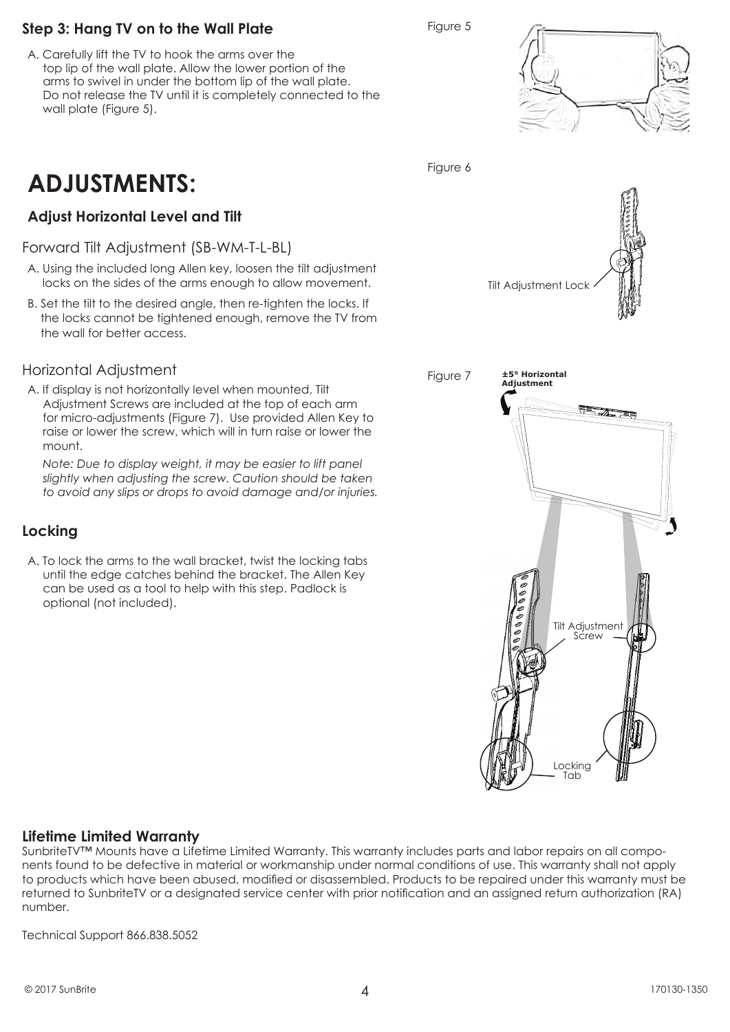### Step 3: Hang TV on to the Wall Plate

A. Carefully lift the TV to hook the arms over the top lip of the wall plate. Allow the lower portion of the arms to swivel in under the bottom lip of the wall plate. Do not release the TV until it is completely connected to the wall plate (Figure 5).

Figure 5

# ADJUSTMENTS:

### Adjust Horizontal Level and Tilt

## Forward Tilt Adjustment (SB-WM-T-L-BL)

A. Using the included long Allen key, loosen the tilt adjustment locks on the sides of the arms enough to allow movement.

B. Set the tilt to the desired angle, then re-tighten the locks. If the locks cannot be tightened enough, remove the TV from the wall for better access.

Figure 6

Tilt Adjustment Lock

## Horizontal Adjustment

A. If display is not horizontally level when mounted, Tilt Adjustment Screws are included at the top of each arm for micro-adjustments (Figure 7). Use provided Allen Key to raise or lower the screw, which will in turn raise or lower the mount.

*Note: Due to display weight, it may be easier to lift panel slightly when adjusting the screw. Caution should be taken to avoid any slips or drops to avoid damage and/or injuries.*

Figure 7

±5° Horizontal Adjustment

Tilt Adjustment Screw

Locking Tab

### Locking

A. To lock the arms to the wall bracket, twist the locking tabs until the edge catches behind the bracket. The Allen Key can be used as a tool to help with this step. Padlock is optional (not included).

### Lifetime Limited Warranty

SunbriteTV™ Mounts have a Lifetime Limited Warranty. This warranty includes parts and labor repairs on all components found to be defective in material or workmanship under normal conditions of use. This warranty shall not apply to products which have been abused, modified or disassembled. Products to be repaired under this warranty must be returned to SunbriteTV or a designated service center with prior notification and an assigned return authorization (RA) number.

Technical Support 866.838.5052

© 2017 SunBrite

170130-1350